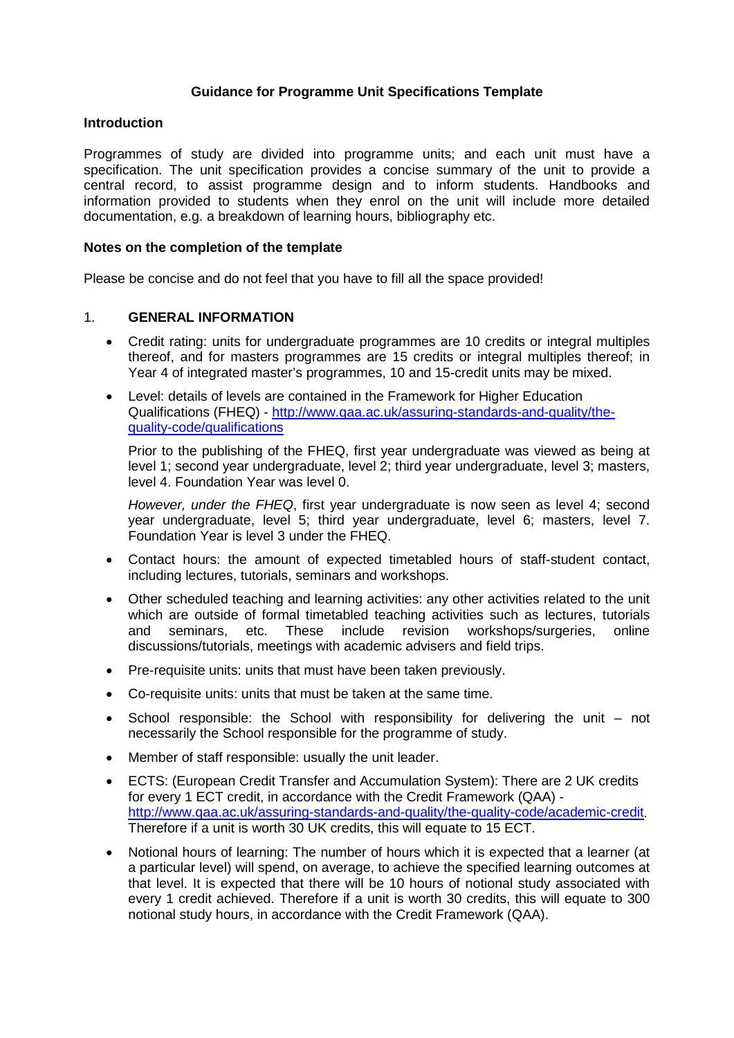# Guidance for Programme Unit Specifications Template

## Introduction

Programmes of study are divided into programme units; and each unit must have a specification. The unit specification provides a concise summary of the unit to provide a central record, to assist programme design and to inform students. Handbooks and information provided to students when they enrol on the unit will include more detailed documentation, e.g. a breakdown of learning hours, bibliography etc.

## Notes on the completion of the template

Please be concise and do not feel that you have to fill all the space provided!

## 1. GENERAL INFORMATION

- Credit rating: units for undergraduate programmes are 10 credits or integral multiples thereof, and for masters programmes are 15 credits or integral multiples thereof; in Year 4 of integrated master's programmes, 10 and 15-credit units may be mixed.
- Level: details of levels are contained in the Framework for Higher Education Qualifications (FHEQ) - [http://www.qaa.ac.uk/assuring-standards-and-quality/the-quality-code/qualifications](http://www.qaa.ac.uk/assuring-standards-and-quality/the-quality-code/qualifications)

  Prior to the publishing of the FHEQ, first year undergraduate was viewed as being at level 1; second year undergraduate, level 2; third year undergraduate, level 3; masters, level 4. Foundation Year was level 0.

  *However, under the FHEQ*, first year undergraduate is now seen as level 4; second year undergraduate, level 5; third year undergraduate, level 6; masters, level 7. Foundation Year is level 3 under the FHEQ.
- Contact hours: the amount of expected timetabled hours of staff-student contact, including lectures, tutorials, seminars and workshops.
- Other scheduled teaching and learning activities: any other activities related to the unit which are outside of formal timetabled teaching activities such as lectures, tutorials and seminars, etc. These include revision workshops/surgeries, online discussions/tutorials, meetings with academic advisers and field trips.
- Pre-requisite units: units that must have been taken previously.
- Co-requisite units: units that must be taken at the same time.
- School responsible: the School with responsibility for delivering the unit – not necessarily the School responsible for the programme of study.
- Member of staff responsible: usually the unit leader.
- ECTS: (European Credit Transfer and Accumulation System): There are 2 UK credits for every 1 ECT credit, in accordance with the Credit Framework (QAA) - [http://www.qaa.ac.uk/assuring-standards-and-quality/the-quality-code/academic-credit](http://www.qaa.ac.uk/assuring-standards-and-quality/the-quality-code/academic-credit). Therefore if a unit is worth 30 UK credits, this will equate to 15 ECT.
- Notional hours of learning: The number of hours which it is expected that a learner (at a particular level) will spend, on average, to achieve the specified learning outcomes at that level. It is expected that there will be 10 hours of notional study associated with every 1 credit achieved. Therefore if a unit is worth 30 credits, this will equate to 300 notional study hours, in accordance with the Credit Framework (QAA).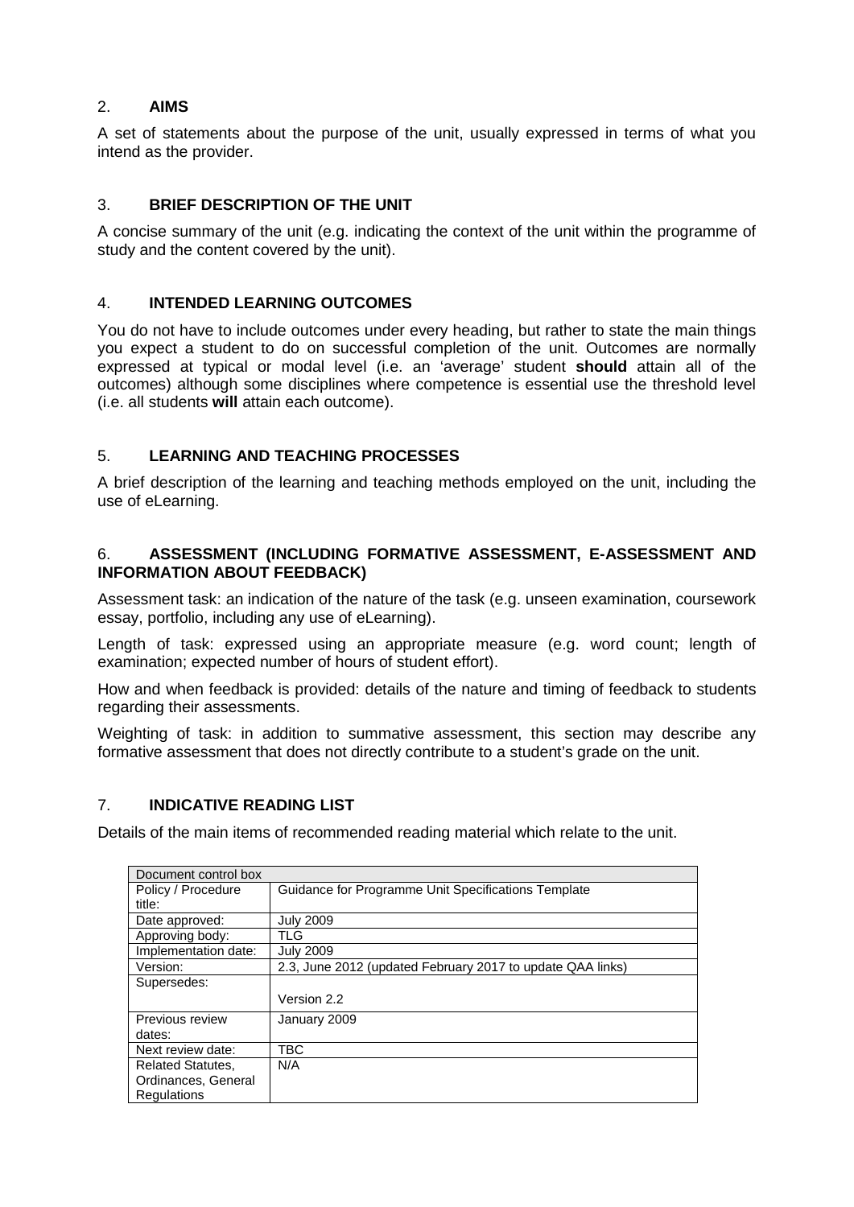## 2. AIMS

A set of statements about the purpose of the unit, usually expressed in terms of what you intend as the provider.

## 3. BRIEF DESCRIPTION OF THE UNIT

A concise summary of the unit (e.g. indicating the context of the unit within the programme of study and the content covered by the unit).

## 4. INTENDED LEARNING OUTCOMES

You do not have to include outcomes under every heading, but rather to state the main things you expect a student to do on successful completion of the unit. Outcomes are normally expressed at typical or modal level (i.e. an 'average' student **should** attain all of the outcomes) although some disciplines where competence is essential use the threshold level (i.e. all students **will** attain each outcome).

## 5. LEARNING AND TEACHING PROCESSES

A brief description of the learning and teaching methods employed on the unit, including the use of eLearning.

## 6. ASSESSMENT (INCLUDING FORMATIVE ASSESSMENT, E-ASSESSMENT AND INFORMATION ABOUT FEEDBACK)

Assessment task: an indication of the nature of the task (e.g. unseen examination, coursework essay, portfolio, including any use of eLearning).

Length of task: expressed using an appropriate measure (e.g. word count; length of examination; expected number of hours of student effort).

How and when feedback is provided: details of the nature and timing of feedback to students regarding their assessments.

Weighting of task: in addition to summative assessment, this section may describe any formative assessment that does not directly contribute to a student's grade on the unit.

## 7. INDICATIVE READING LIST

Details of the main items of recommended reading material which relate to the unit.

| Document control box | |
|---|---|
| Policy / Procedure title: | Guidance for Programme Unit Specifications Template |
| Date approved: | July 2009 |
| Approving body: | TLG |
| Implementation date: | July 2009 |
| Version: | 2.3, June 2012 (updated February 2017 to update QAA links) |
| Supersedes: | Version 2.2 |
| Previous review dates: | January 2009 |
| Next review date: | TBC |
| Related Statutes, Ordinances, General Regulations | N/A |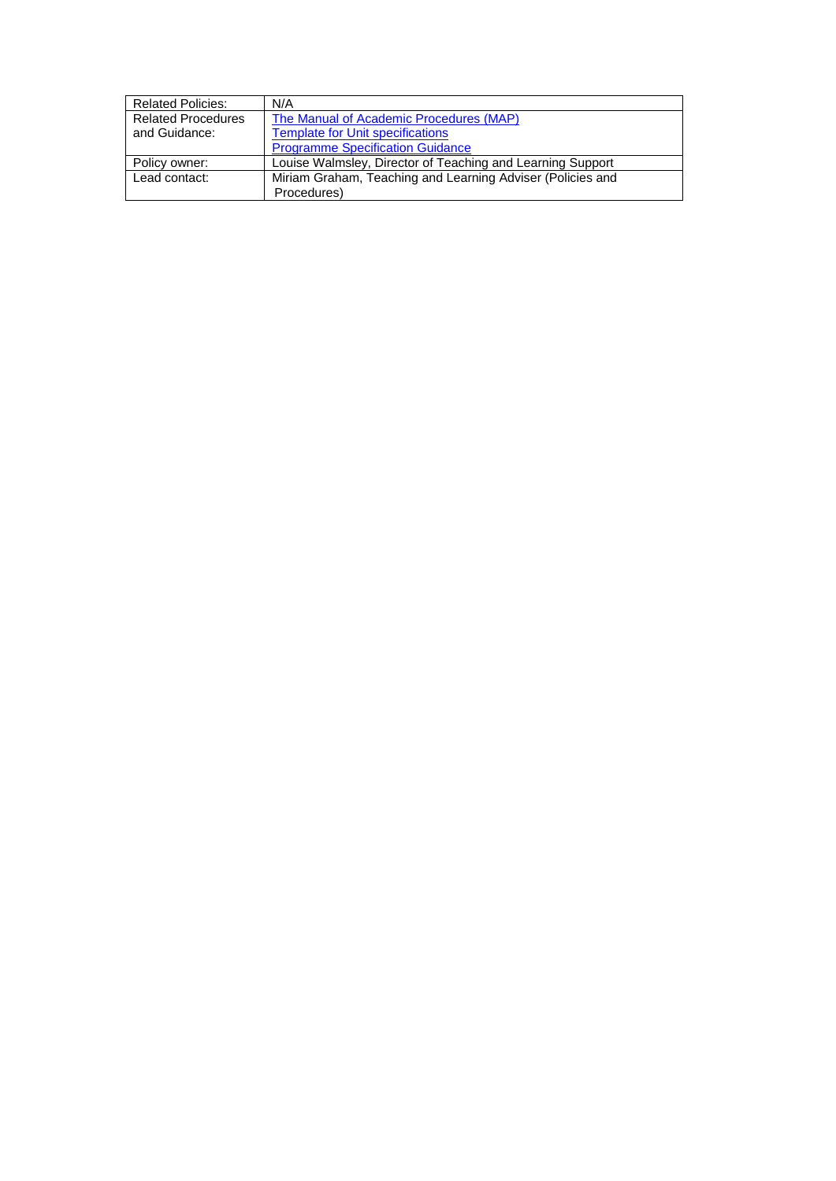| | |
|---|---|
| Related Policies: | N/A |
| Related Procedures and Guidance: | The Manual of Academic Procedures (MAP)<br>Template for Unit specifications<br>Programme Specification Guidance |
| Policy owner: | Louise Walmsley, Director of Teaching and Learning Support |
| Lead contact: | Miriam Graham, Teaching and Learning Adviser (Policies and Procedures) |